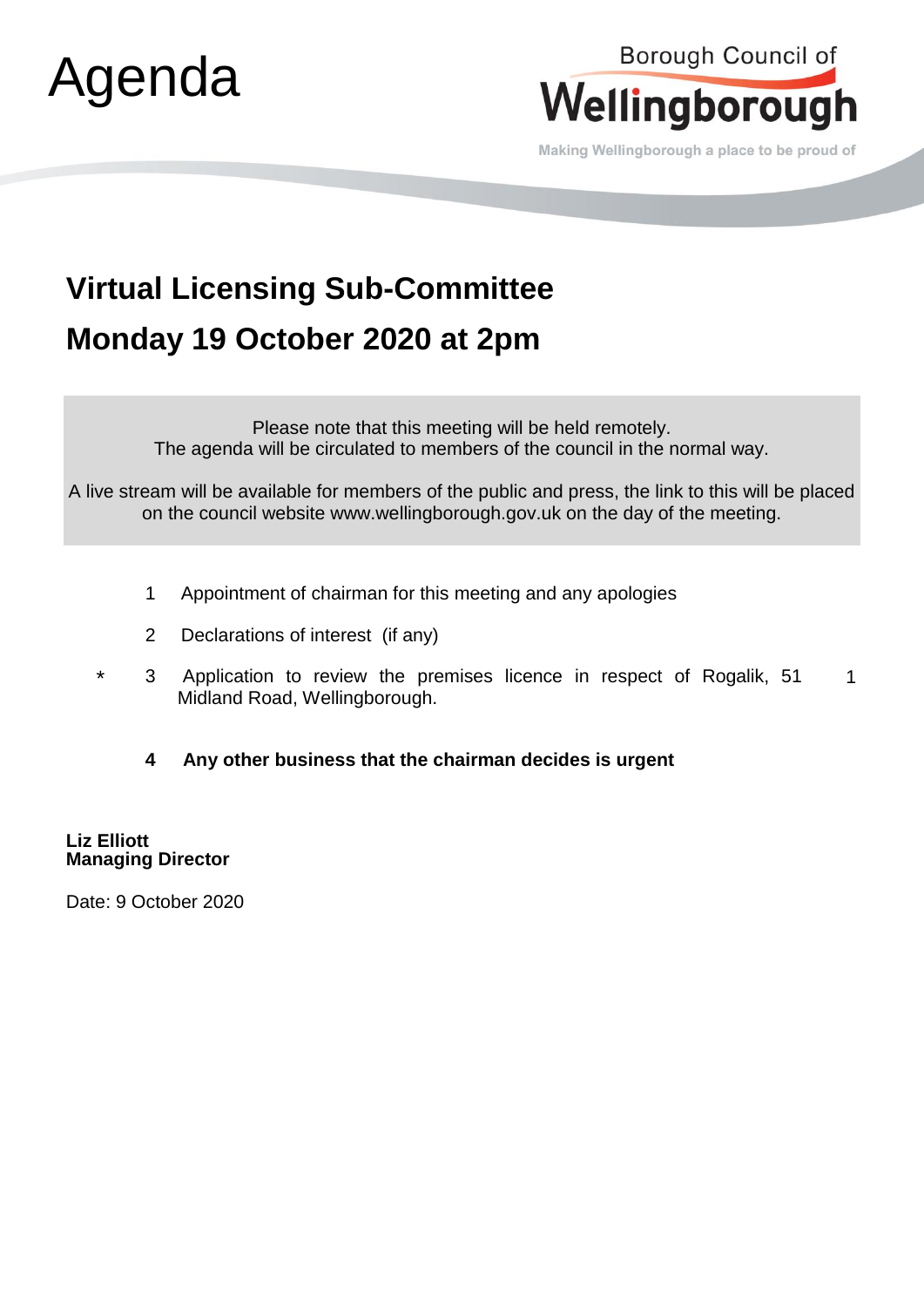# Agenda

Borough Council of **Wellingborough**

Making Wellingborough a place to be proud of

## Virtual Licensing Sub-Committee

## Monday 19 October 2020 at 2pm

Please note that this meeting will be held remotely.
The agenda will be circulated to members of the council in the normal way.

A live stream will be available for members of the public and press, the link to this will be placed on the council website www.wellingborough.gov.uk on the day of the meeting.

| | | | |
|---|---|---|---|
| | 1 | Appointment of chairman for this meeting and any apologies | |
| | 2 | Declarations of interest (if any) | |
| * | 3 | Application to review the premises licence in respect of Rogalik, 51 Midland Road, Wellingborough. | 1 |
| | **4** | **Any other business that the chairman decides is urgent** | |

**Liz Elliott**
**Managing Director**

Date: 9 October 2020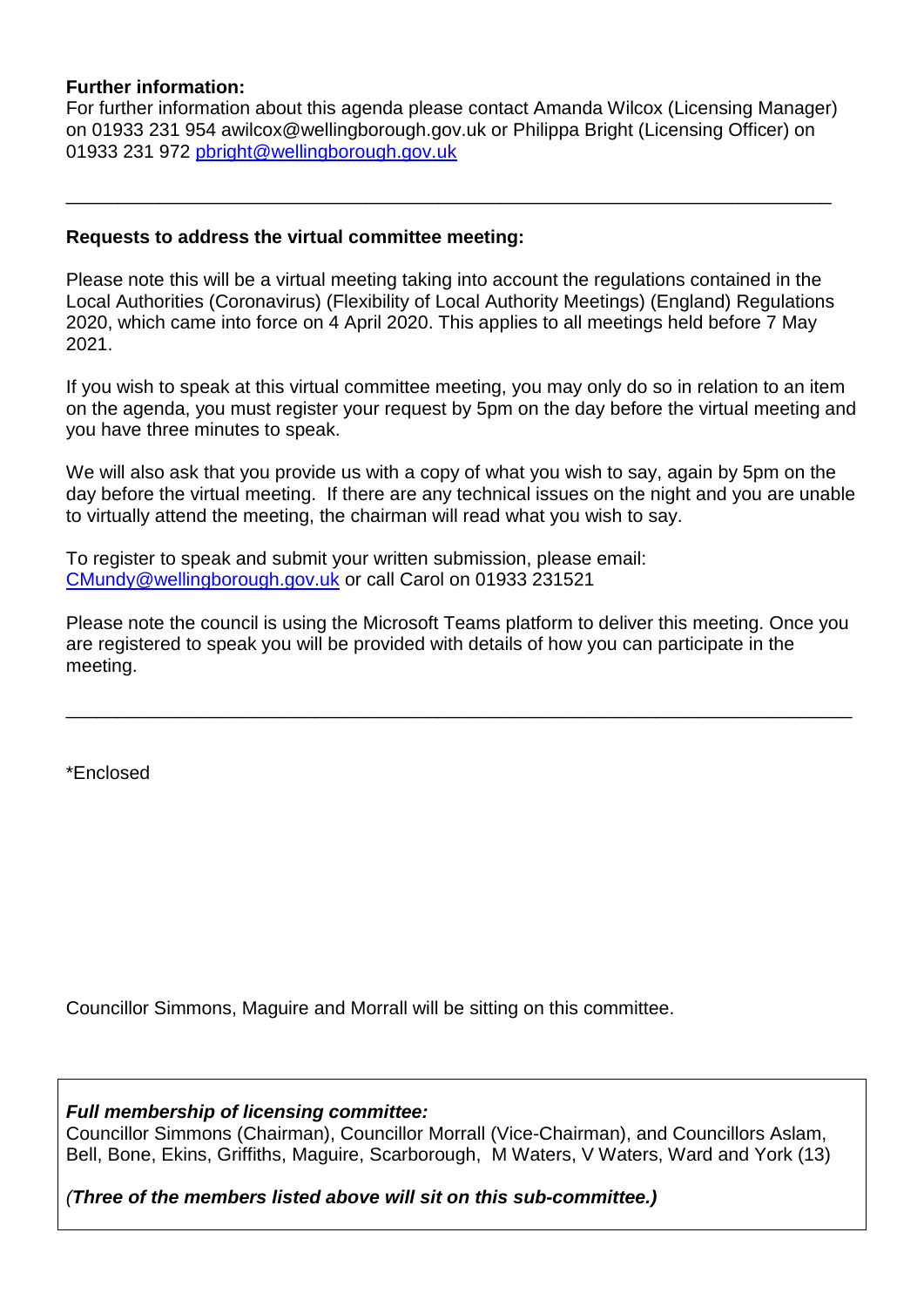**Further information:**
For further information about this agenda please contact Amanda Wilcox (Licensing Manager) on 01933 231 954 awilcox@wellingborough.gov.uk or Philippa Bright (Licensing Officer) on 01933 231 972 pbright@wellingborough.gov.uk

---

**Requests to address the virtual committee meeting:**

Please note this will be a virtual meeting taking into account the regulations contained in the Local Authorities (Coronavirus) (Flexibility of Local Authority Meetings) (England) Regulations 2020, which came into force on 4 April 2020. This applies to all meetings held before 7 May 2021.

If you wish to speak at this virtual committee meeting, you may only do so in relation to an item on the agenda, you must register your request by 5pm on the day before the virtual meeting and you have three minutes to speak.

We will also ask that you provide us with a copy of what you wish to say, again by 5pm on the day before the virtual meeting. If there are any technical issues on the night and you are unable to virtually attend the meeting, the chairman will read what you wish to say.

To register to speak and submit your written submission, please email: CMundy@wellingborough.gov.uk or call Carol on 01933 231521

Please note the council is using the Microsoft Teams platform to deliver this meeting. Once you are registered to speak you will be provided with details of how you can participate in the meeting.

---

*Enclosed

Councillor Simmons, Maguire and Morrall will be sitting on this committee.

***Full membership of licensing committee:***
Councillor Simmons (Chairman), Councillor Morrall (Vice-Chairman), and Councillors Aslam, Bell, Bone, Ekins, Griffiths, Maguire, Scarborough, M Waters, V Waters, Ward and York (13)

*(**Three of the members listed above will sit on this sub-committee.)***